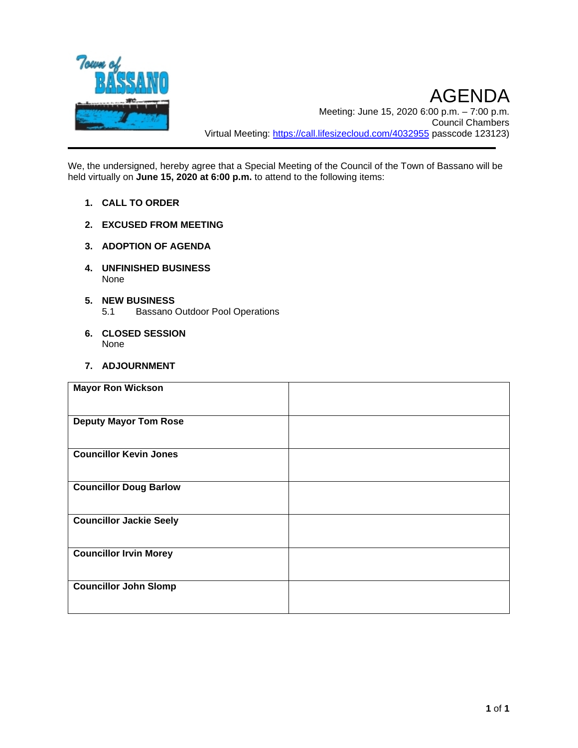# AGENDA

Meeting: June 15, 2020 6:00 p.m. – 7:00 p.m.
Council Chambers
Virtual Meeting: https://call.lifesizecloud.com/4032955 passcode 123123)

We, the undersigned, hereby agree that a Special Meeting of the Council of the Town of Bassano will be held virtually on **June 15, 2020 at 6:00 p.m.** to attend to the following items:

1. **CALL TO ORDER**

2. **EXCUSED FROM MEETING**

3. **ADOPTION OF AGENDA**

4. **UNFINISHED BUSINESS**
   None

5. **NEW BUSINESS**
   5.1 Bassano Outdoor Pool Operations

6. **CLOSED SESSION**
   None

7. **ADJOURNMENT**

| | |
|---|---|
| **Mayor Ron Wickson** | |
| **Deputy Mayor Tom Rose** | |
| **Councillor Kevin Jones** | |
| **Councillor Doug Barlow** | |
| **Councillor Jackie Seely** | |
| **Councillor Irvin Morey** | |
| **Councillor John Slomp** | |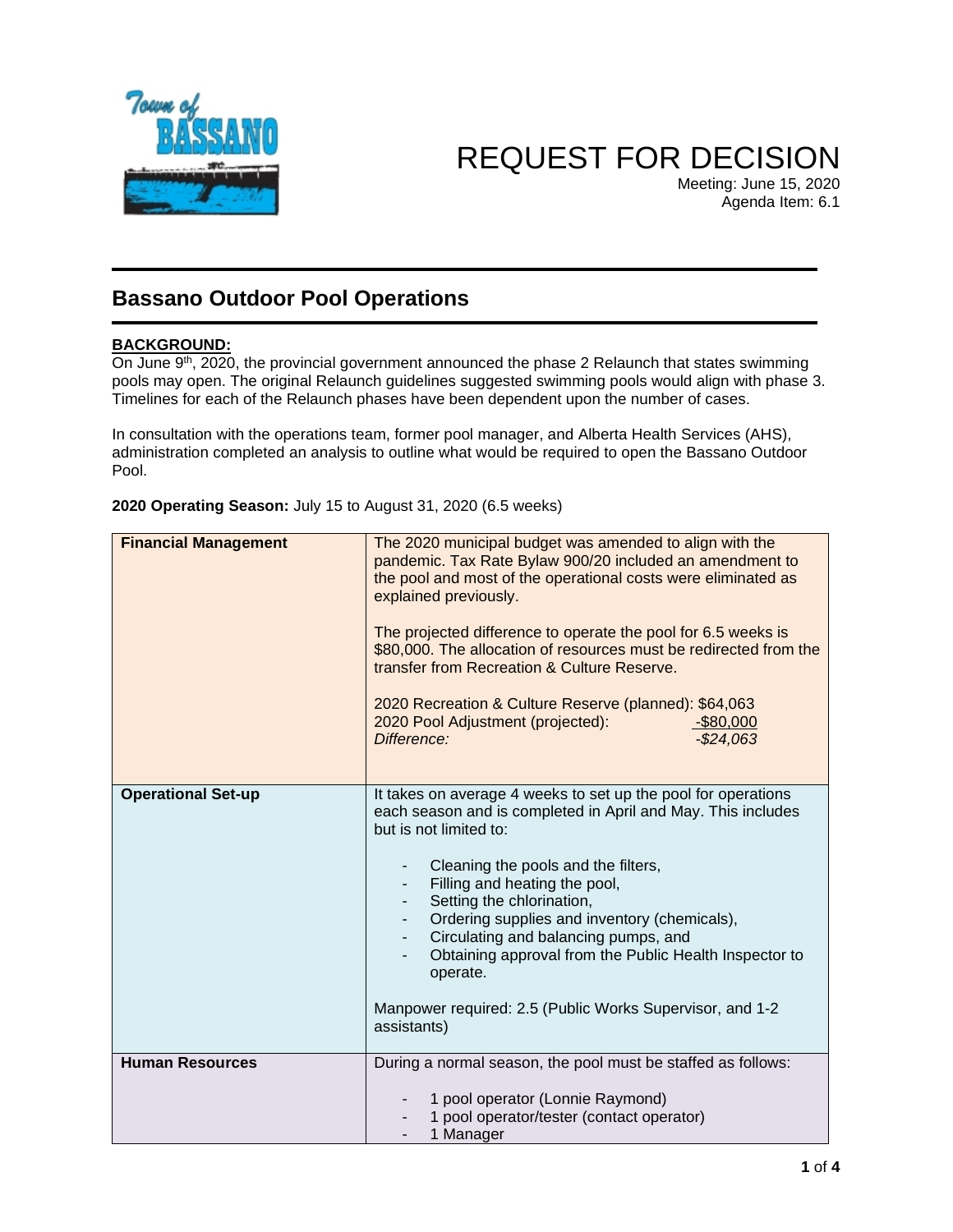# REQUEST FOR DECISION

Meeting: June 15, 2020
Agenda Item: 6.1

## Bassano Outdoor Pool Operations

**BACKGROUND:**
On June 9th, 2020, the provincial government announced the phase 2 Relaunch that states swimming pools may open. The original Relaunch guidelines suggested swimming pools would align with phase 3. Timelines for each of the Relaunch phases have been dependent upon the number of cases.

In consultation with the operations team, former pool manager, and Alberta Health Services (AHS), administration completed an analysis to outline what would be required to open the Bassano Outdoor Pool.

**2020 Operating Season:** July 15 to August 31, 2020 (6.5 weeks)

| | |
|---|---|
| **Financial Management** | The 2020 municipal budget was amended to align with the pandemic. Tax Rate Bylaw 900/20 included an amendment to the pool and most of the operational costs were eliminated as explained previously.<br><br>The projected difference to operate the pool for 6.5 weeks is $80,000. The allocation of resources must be redirected from the transfer from Recreation & Culture Reserve.<br><br>2020 Recreation & Culture Reserve (planned): $64,063<br>2020 Pool Adjustment (projected): -$80,000<br>*Difference: -$24,063* |
| **Operational Set-up** | It takes on average 4 weeks to set up the pool for operations each season and is completed in April and May. This includes but is not limited to:<br><br>- Cleaning the pools and the filters,<br>- Filling and heating the pool,<br>- Setting the chlorination,<br>- Ordering supplies and inventory (chemicals),<br>- Circulating and balancing pumps, and<br>- Obtaining approval from the Public Health Inspector to operate.<br><br>Manpower required: 2.5 (Public Works Supervisor, and 1-2 assistants) |
| **Human Resources** | During a normal season, the pool must be staffed as follows:<br><br>- 1 pool operator (Lonnie Raymond)<br>- 1 pool operator/tester (contact operator)<br>- 1 Manager |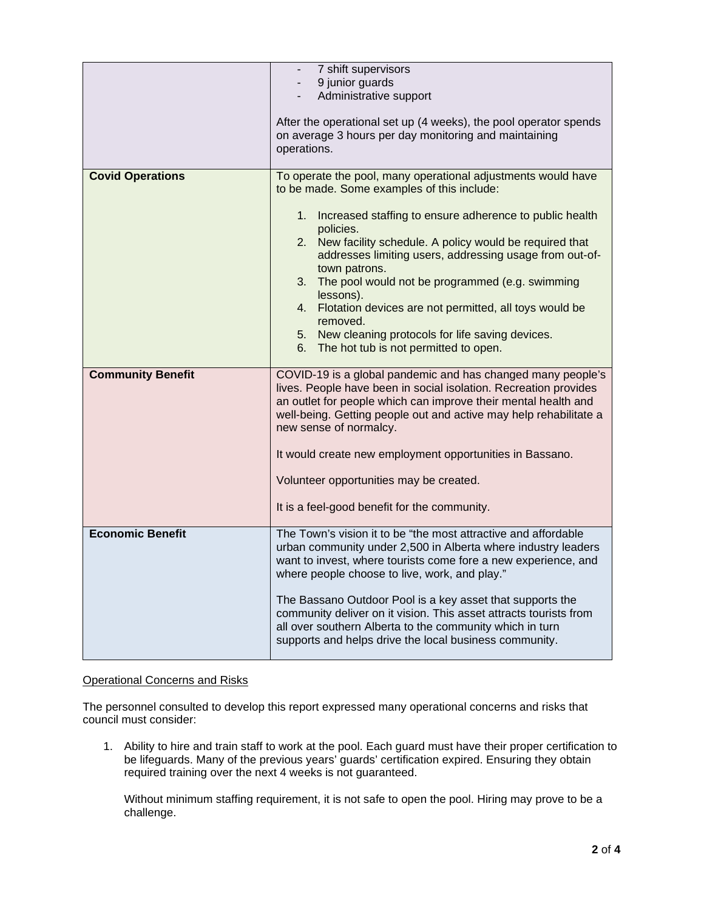| | |
|---|---|
| | - 7 shift supervisors<br>- 9 junior guards<br>- Administrative support<br><br>After the operational set up (4 weeks), the pool operator spends on average 3 hours per day monitoring and maintaining operations. |
| **Covid Operations** | To operate the pool, many operational adjustments would have to be made. Some examples of this include:<br><br>1. Increased staffing to ensure adherence to public health policies.<br>2. New facility schedule. A policy would be required that addresses limiting users, addressing usage from out-of-town patrons.<br>3. The pool would not be programmed (e.g. swimming lessons).<br>4. Flotation devices are not permitted, all toys would be removed.<br>5. New cleaning protocols for life saving devices.<br>6. The hot tub is not permitted to open. |
| **Community Benefit** | COVID-19 is a global pandemic and has changed many people's lives. People have been in social isolation. Recreation provides an outlet for people which can improve their mental health and well-being. Getting people out and active may help rehabilitate a new sense of normalcy.<br><br>It would create new employment opportunities in Bassano.<br><br>Volunteer opportunities may be created.<br><br>It is a feel-good benefit for the community. |
| **Economic Benefit** | The Town's vision it to be "the most attractive and affordable urban community under 2,500 in Alberta where industry leaders want to invest, where tourists come fore a new experience, and where people choose to live, work, and play."<br><br>The Bassano Outdoor Pool is a key asset that supports the community deliver on it vision. This asset attracts tourists from all over southern Alberta to the community which in turn supports and helps drive the local business community. |

Operational Concerns and Risks

The personnel consulted to develop this report expressed many operational concerns and risks that council must consider:

1. Ability to hire and train staff to work at the pool. Each guard must have their proper certification to be lifeguards. Many of the previous years' guards' certification expired. Ensuring they obtain required training over the next 4 weeks is not guaranteed.

   Without minimum staffing requirement, it is not safe to open the pool. Hiring may prove to be a challenge.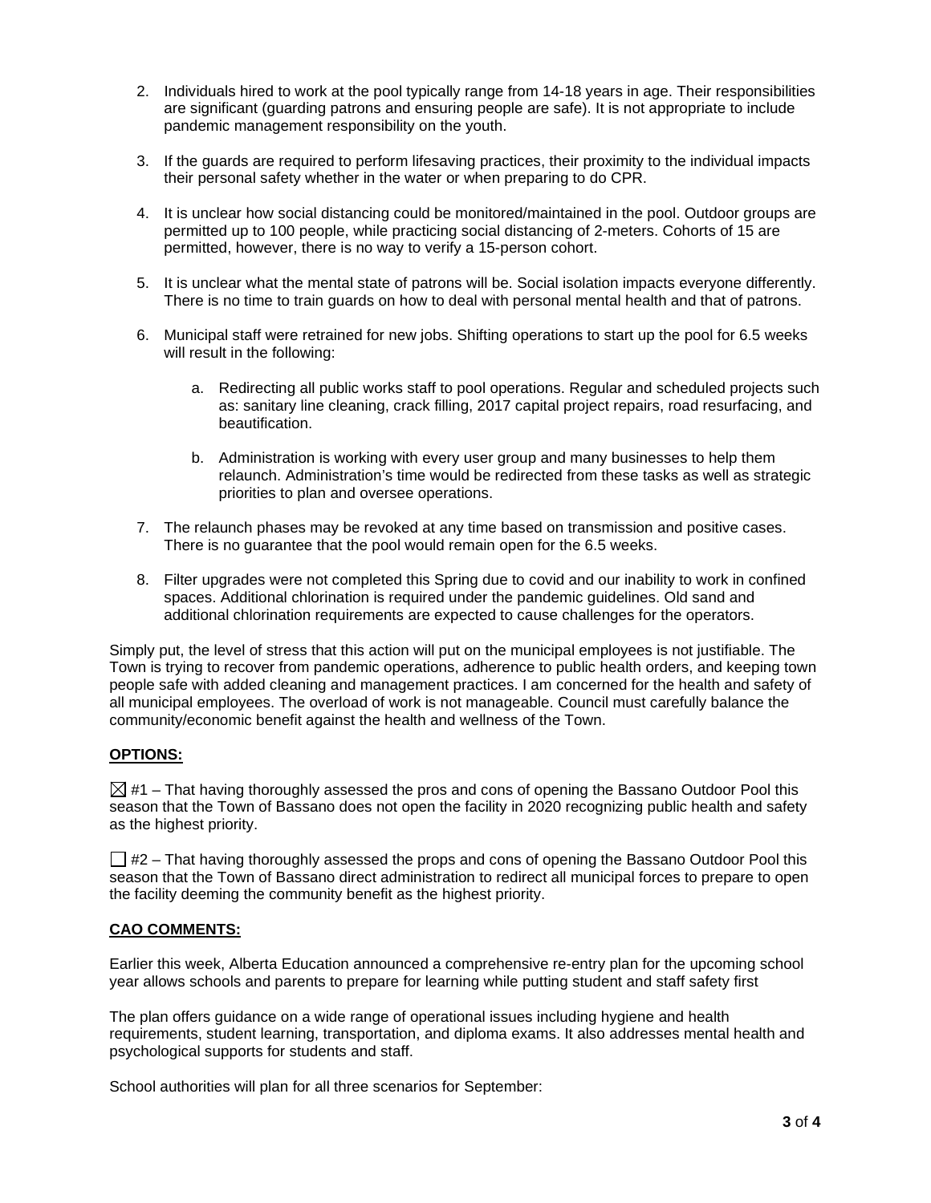2. Individuals hired to work at the pool typically range from 14-18 years in age. Their responsibilities are significant (guarding patrons and ensuring people are safe). It is not appropriate to include pandemic management responsibility on the youth.

3. If the guards are required to perform lifesaving practices, their proximity to the individual impacts their personal safety whether in the water or when preparing to do CPR.

4. It is unclear how social distancing could be monitored/maintained in the pool. Outdoor groups are permitted up to 100 people, while practicing social distancing of 2-meters. Cohorts of 15 are permitted, however, there is no way to verify a 15-person cohort.

5. It is unclear what the mental state of patrons will be. Social isolation impacts everyone differently. There is no time to train guards on how to deal with personal mental health and that of patrons.

6. Municipal staff were retrained for new jobs. Shifting operations to start up the pool for 6.5 weeks will result in the following:

    a. Redirecting all public works staff to pool operations. Regular and scheduled projects such as: sanitary line cleaning, crack filling, 2017 capital project repairs, road resurfacing, and beautification.

    b. Administration is working with every user group and many businesses to help them relaunch. Administration's time would be redirected from these tasks as well as strategic priorities to plan and oversee operations.

7. The relaunch phases may be revoked at any time based on transmission and positive cases. There is no guarantee that the pool would remain open for the 6.5 weeks.

8. Filter upgrades were not completed this Spring due to covid and our inability to work in confined spaces. Additional chlorination is required under the pandemic guidelines. Old sand and additional chlorination requirements are expected to cause challenges for the operators.

Simply put, the level of stress that this action will put on the municipal employees is not justifiable. The Town is trying to recover from pandemic operations, adherence to public health orders, and keeping town people safe with added cleaning and management practices. I am concerned for the health and safety of all municipal employees. The overload of work is not manageable. Council must carefully balance the community/economic benefit against the health and wellness of the Town.

**OPTIONS:**

☒ #1 – That having thoroughly assessed the pros and cons of opening the Bassano Outdoor Pool this season that the Town of Bassano does not open the facility in 2020 recognizing public health and safety as the highest priority.

☐ #2 – That having thoroughly assessed the props and cons of opening the Bassano Outdoor Pool this season that the Town of Bassano direct administration to redirect all municipal forces to prepare to open the facility deeming the community benefit as the highest priority.

**CAO COMMENTS:**

Earlier this week, Alberta Education announced a comprehensive re-entry plan for the upcoming school year allows schools and parents to prepare for learning while putting student and staff safety first

The plan offers guidance on a wide range of operational issues including hygiene and health requirements, student learning, transportation, and diploma exams. It also addresses mental health and psychological supports for students and staff.

School authorities will plan for all three scenarios for September: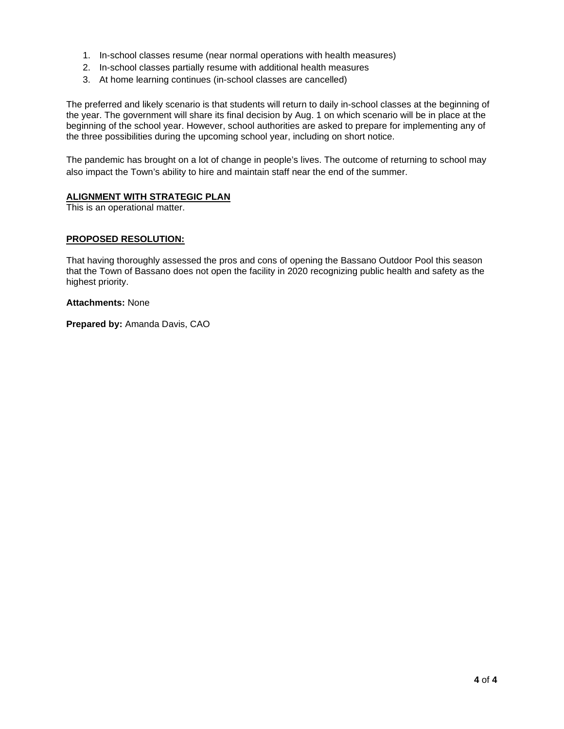1. In-school classes resume (near normal operations with health measures)
2. In-school classes partially resume with additional health measures
3. At home learning continues (in-school classes are cancelled)

The preferred and likely scenario is that students will return to daily in-school classes at the beginning of the year. The government will share its final decision by Aug. 1 on which scenario will be in place at the beginning of the school year. However, school authorities are asked to prepare for implementing any of the three possibilities during the upcoming school year, including on short notice.

The pandemic has brought on a lot of change in people's lives. The outcome of returning to school may also impact the Town's ability to hire and maintain staff near the end of the summer.

## ALIGNMENT WITH STRATEGIC PLAN

This is an operational matter.

## PROPOSED RESOLUTION:

That having thoroughly assessed the pros and cons of opening the Bassano Outdoor Pool this season that the Town of Bassano does not open the facility in 2020 recognizing public health and safety as the highest priority.

**Attachments:** None

**Prepared by:** Amanda Davis, CAO